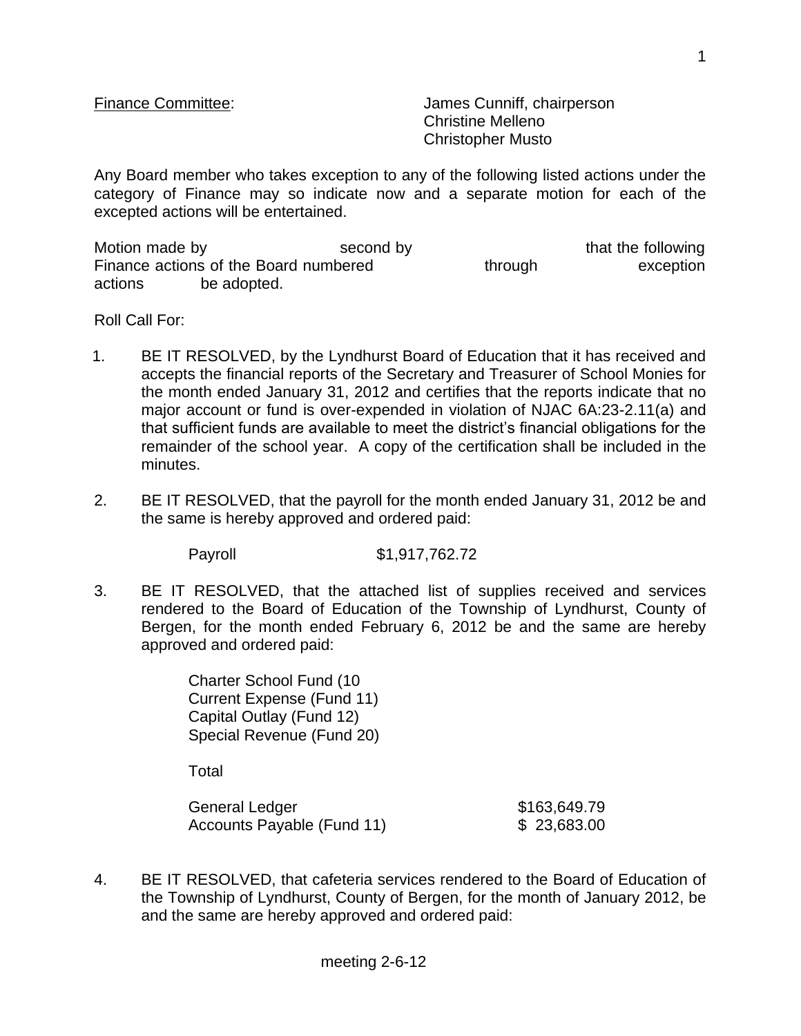Finance Committee: James Cunniff, chairperson
Christine Melleno
Christopher Musto

Any Board member who takes exception to any of the following listed actions under the category of Finance may so indicate now and a separate motion for each of the excepted actions will be entertained.

Motion made by second by that the following Finance actions of the Board numbered through exception actions be adopted.

Roll Call For:

1. BE IT RESOLVED, by the Lyndhurst Board of Education that it has received and accepts the financial reports of the Secretary and Treasurer of School Monies for the month ended January 31, 2012 and certifies that the reports indicate that no major account or fund is over-expended in violation of NJAC 6A:23-2.11(a) and that sufficient funds are available to meet the district's financial obligations for the remainder of the school year. A copy of the certification shall be included in the minutes.

2. BE IT RESOLVED, that the payroll for the month ended January 31, 2012 be and the same is hereby approved and ordered paid:

   Payroll $1,917,762.72

3. BE IT RESOLVED, that the attached list of supplies received and services rendered to the Board of Education of the Township of Lyndhurst, County of Bergen, for the month ended February 6, 2012 be and the same are hereby approved and ordered paid:

   Charter School Fund (10
   Current Expense (Fund 11)
   Capital Outlay (Fund 12)
   Special Revenue (Fund 20)

   Total

   | | |
   |---|---|
   | General Ledger | $163,649.79 |
   | Accounts Payable (Fund 11) | $ 23,683.00 |

4. BE IT RESOLVED, that cafeteria services rendered to the Board of Education of the Township of Lyndhurst, County of Bergen, for the month of January 2012, be and the same are hereby approved and ordered paid: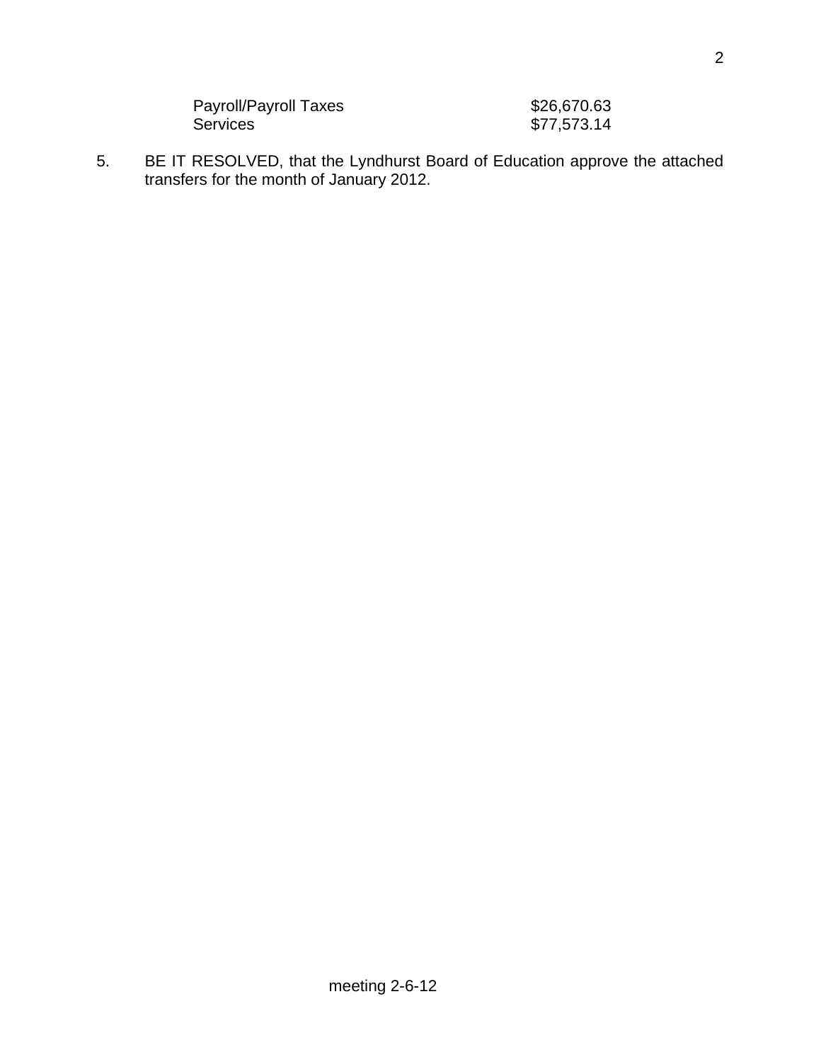| | |
|---|---|
| Payroll/Payroll Taxes | $26,670.63 |
| Services | $77,573.14 |

5. BE IT RESOLVED, that the Lyndhurst Board of Education approve the attached transfers for the month of January 2012.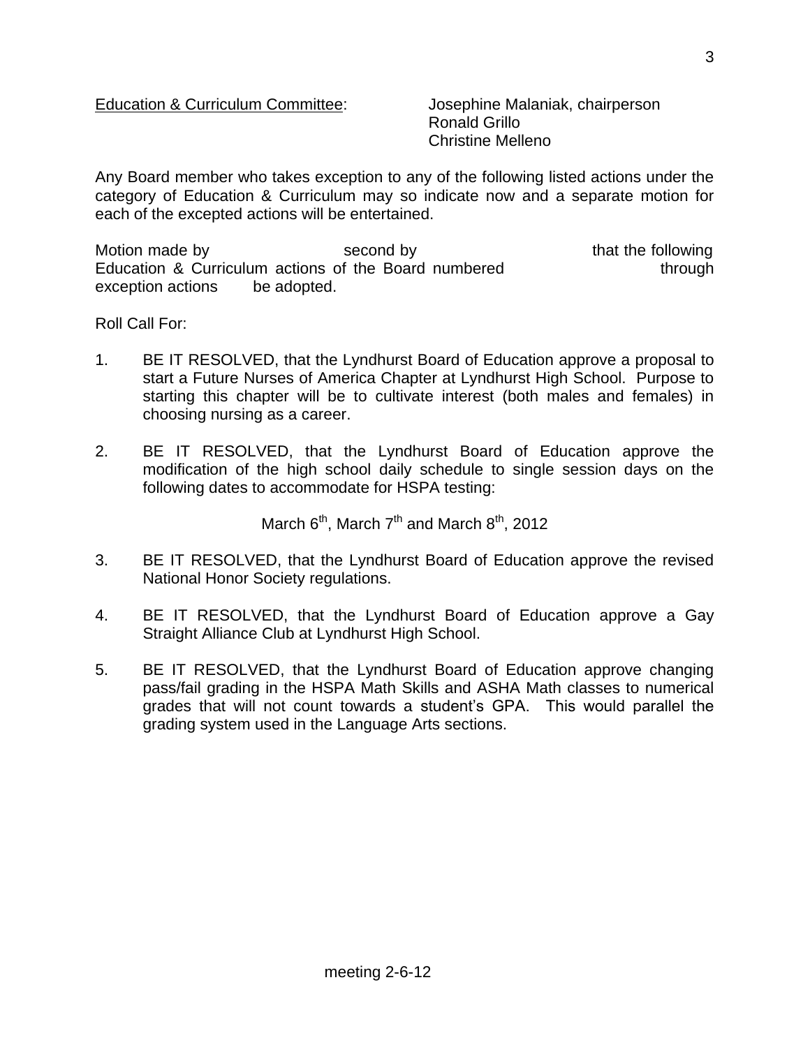<u>Education & Curriculum Committee</u>: Josephine Malaniak, chairperson
Ronald Grillo
Christine Melleno

Any Board member who takes exception to any of the following listed actions under the category of Education & Curriculum may so indicate now and a separate motion for each of the excepted actions will be entertained.

Motion made by second by that the following Education & Curriculum actions of the Board numbered through exception actions be adopted.

Roll Call For:

1. BE IT RESOLVED, that the Lyndhurst Board of Education approve a proposal to start a Future Nurses of America Chapter at Lyndhurst High School. Purpose to starting this chapter will be to cultivate interest (both males and females) in choosing nursing as a career.

2. BE IT RESOLVED, that the Lyndhurst Board of Education approve the modification of the high school daily schedule to single session days on the following dates to accommodate for HSPA testing:

   March 6th, March 7th and March 8th, 2012

3. BE IT RESOLVED, that the Lyndhurst Board of Education approve the revised National Honor Society regulations.

4. BE IT RESOLVED, that the Lyndhurst Board of Education approve a Gay Straight Alliance Club at Lyndhurst High School.

5. BE IT RESOLVED, that the Lyndhurst Board of Education approve changing pass/fail grading in the HSPA Math Skills and ASHA Math classes to numerical grades that will not count towards a student's GPA. This would parallel the grading system used in the Language Arts sections.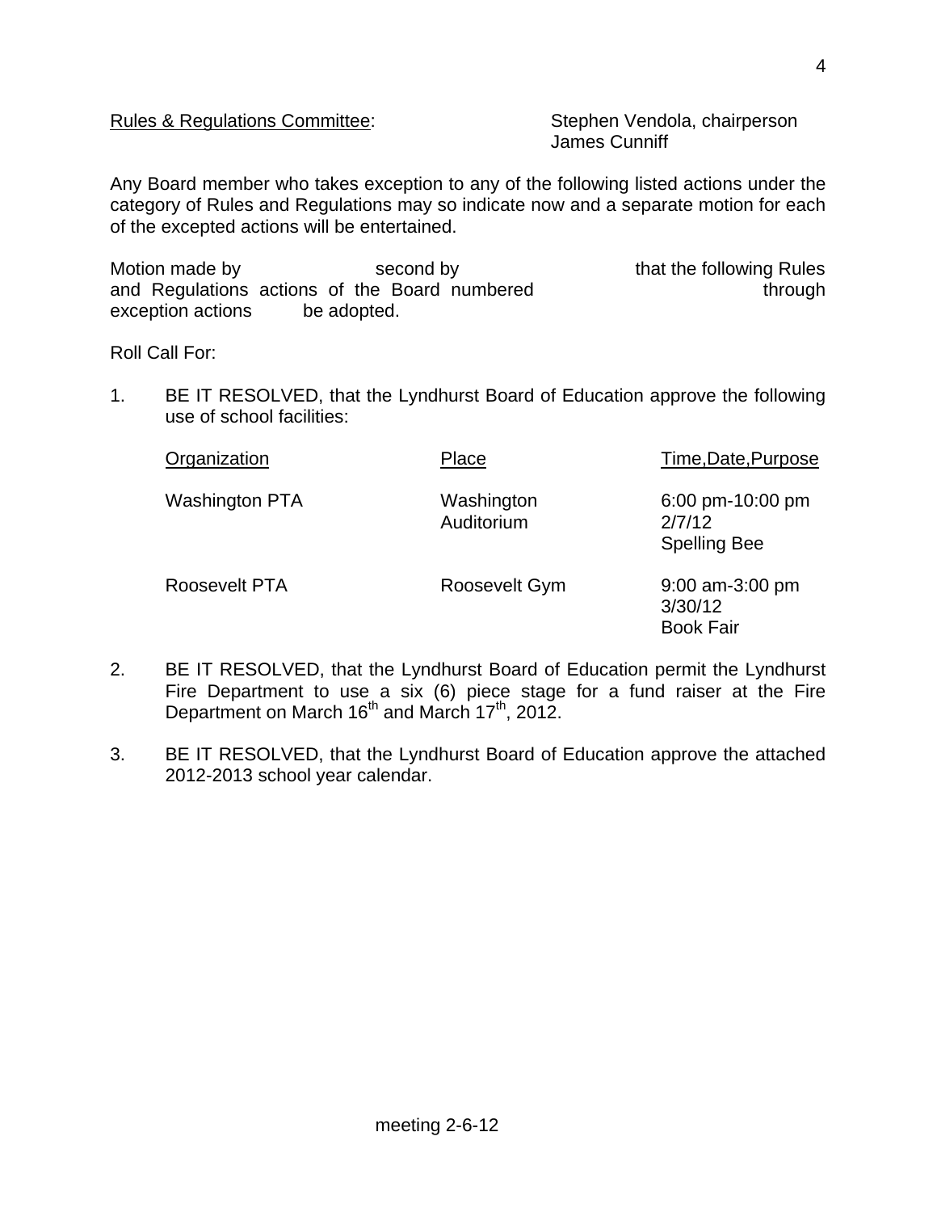Rules & Regulations Committee: Stephen Vendola, chairperson
James Cunniff

Any Board member who takes exception to any of the following listed actions under the category of Rules and Regulations may so indicate now and a separate motion for each of the excepted actions will be entertained.

Motion made by second by that the following Rules and Regulations actions of the Board numbered through exception actions be adopted.

Roll Call For:

1. BE IT RESOLVED, that the Lyndhurst Board of Education approve the following use of school facilities:

| Organization | Place | Time,Date,Purpose |
|---|---|---|
| Washington PTA | Washington Auditorium | 6:00 pm-10:00 pm 2/7/12 Spelling Bee |
| Roosevelt PTA | Roosevelt Gym | 9:00 am-3:00 pm 3/30/12 Book Fair |

2. BE IT RESOLVED, that the Lyndhurst Board of Education permit the Lyndhurst Fire Department to use a six (6) piece stage for a fund raiser at the Fire Department on March 16th and March 17th, 2012.

3. BE IT RESOLVED, that the Lyndhurst Board of Education approve the attached 2012-2013 school year calendar.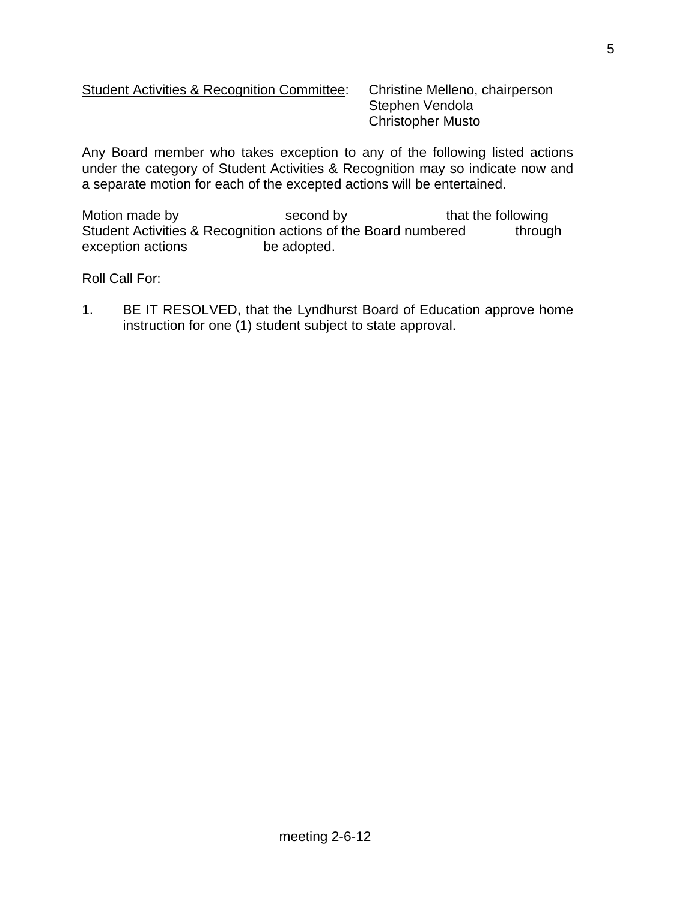<u>Student Activities & Recognition Committee</u>: Christine Melleno, chairperson
Stephen Vendola
Christopher Musto

Any Board member who takes exception to any of the following listed actions under the category of Student Activities & Recognition may so indicate now and a separate motion for each of the excepted actions will be entertained.

Motion made by                          second by                          that the following Student Activities & Recognition actions of the Board numbered            through exception actions                    be adopted.

Roll Call For:

1. BE IT RESOLVED, that the Lyndhurst Board of Education approve home instruction for one (1) student subject to state approval.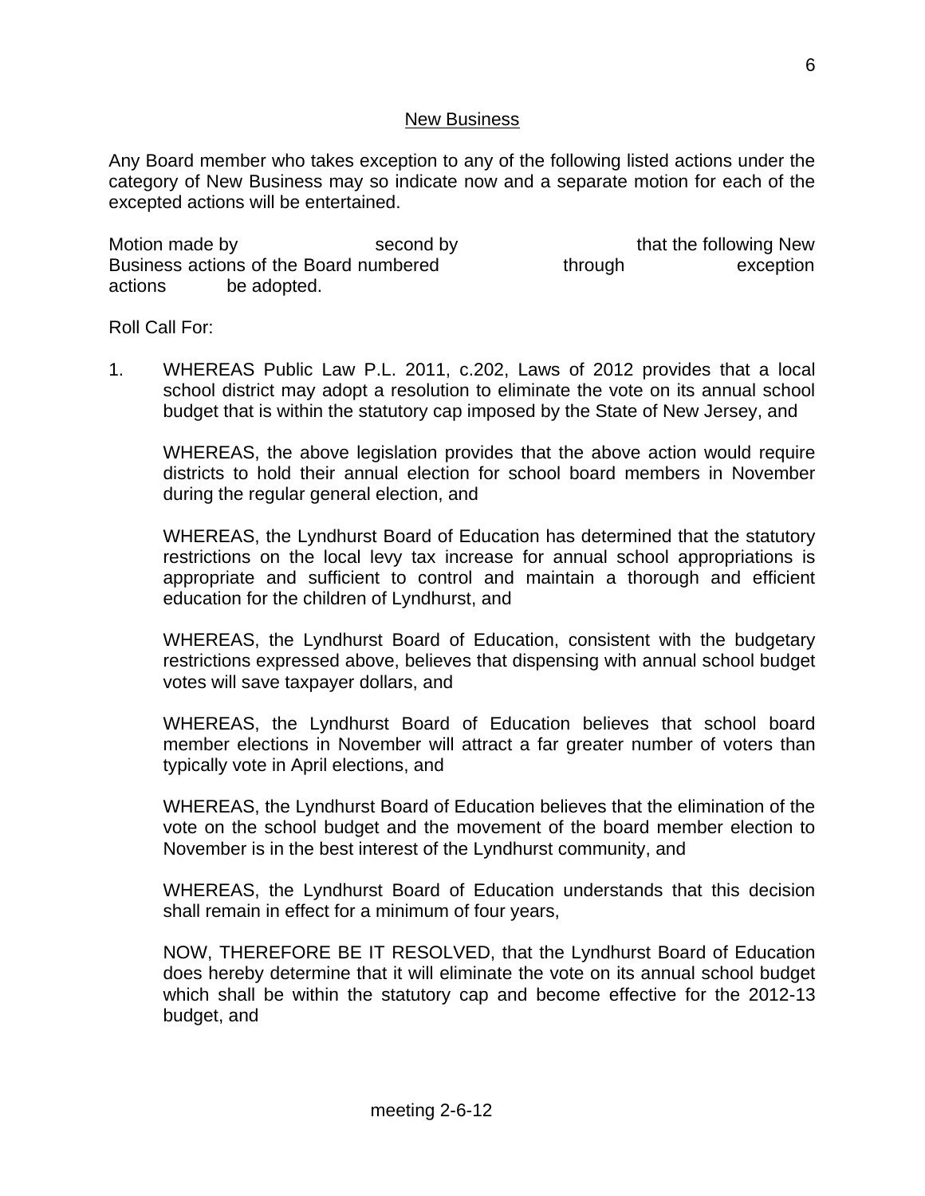New Business

Any Board member who takes exception to any of the following listed actions under the category of New Business may so indicate now and a separate motion for each of the excepted actions will be entertained.

Motion made by                    second by                    that the following New Business actions of the Board numbered                    through                    exception actions          be adopted.

Roll Call For:

1. WHEREAS Public Law P.L. 2011, c.202, Laws of 2012 provides that a local school district may adopt a resolution to eliminate the vote on its annual school budget that is within the statutory cap imposed by the State of New Jersey, and

   WHEREAS, the above legislation provides that the above action would require districts to hold their annual election for school board members in November during the regular general election, and

   WHEREAS, the Lyndhurst Board of Education has determined that the statutory restrictions on the local levy tax increase for annual school appropriations is appropriate and sufficient to control and maintain a thorough and efficient education for the children of Lyndhurst, and

   WHEREAS, the Lyndhurst Board of Education, consistent with the budgetary restrictions expressed above, believes that dispensing with annual school budget votes will save taxpayer dollars, and

   WHEREAS, the Lyndhurst Board of Education believes that school board member elections in November will attract a far greater number of voters than typically vote in April elections, and

   WHEREAS, the Lyndhurst Board of Education believes that the elimination of the vote on the school budget and the movement of the board member election to November is in the best interest of the Lyndhurst community, and

   WHEREAS, the Lyndhurst Board of Education understands that this decision shall remain in effect for a minimum of four years,

   NOW, THEREFORE BE IT RESOLVED, that the Lyndhurst Board of Education does hereby determine that it will eliminate the vote on its annual school budget which shall be within the statutory cap and become effective for the 2012-13 budget, and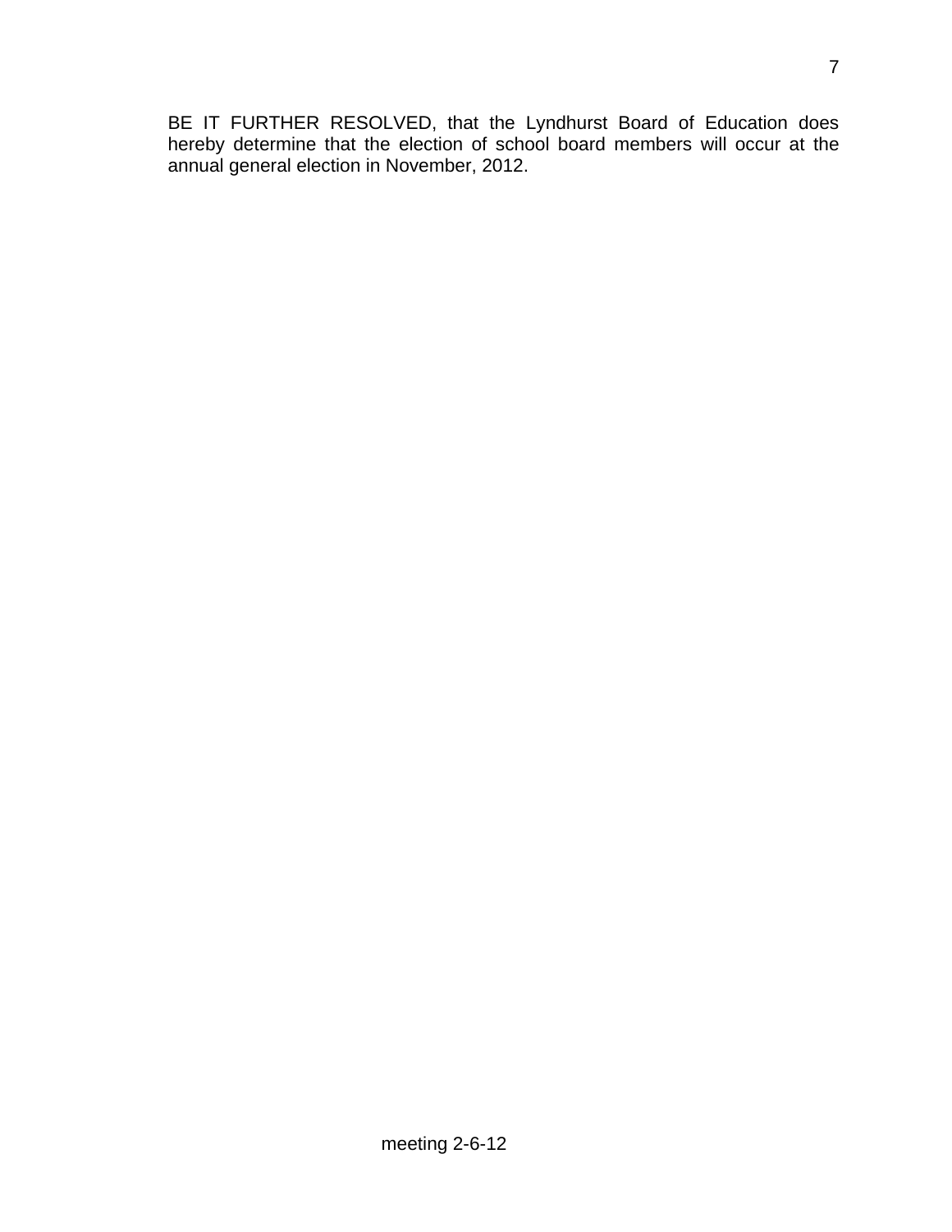BE IT FURTHER RESOLVED, that the Lyndhurst Board of Education does hereby determine that the election of school board members will occur at the annual general election in November, 2012.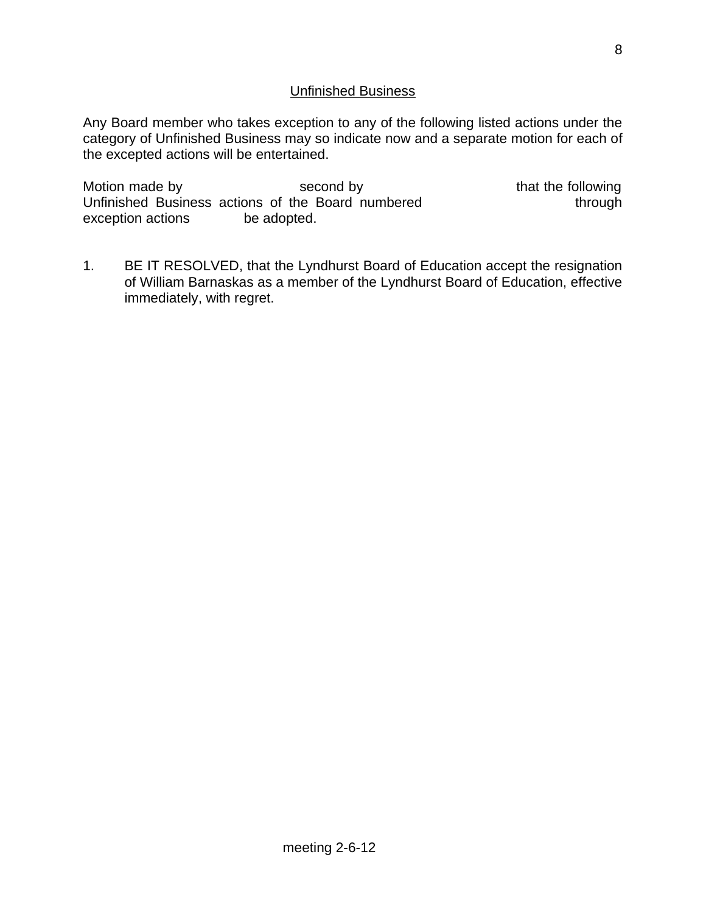Unfinished Business

Any Board member who takes exception to any of the following listed actions under the category of Unfinished Business may so indicate now and a separate motion for each of the excepted actions will be entertained.

Motion made by                          second by                          that the following Unfinished Business actions of the Board numbered                          through exception actions            be adopted.

1. BE IT RESOLVED, that the Lyndhurst Board of Education accept the resignation of William Barnaskas as a member of the Lyndhurst Board of Education, effective immediately, with regret.

meeting 2-6-12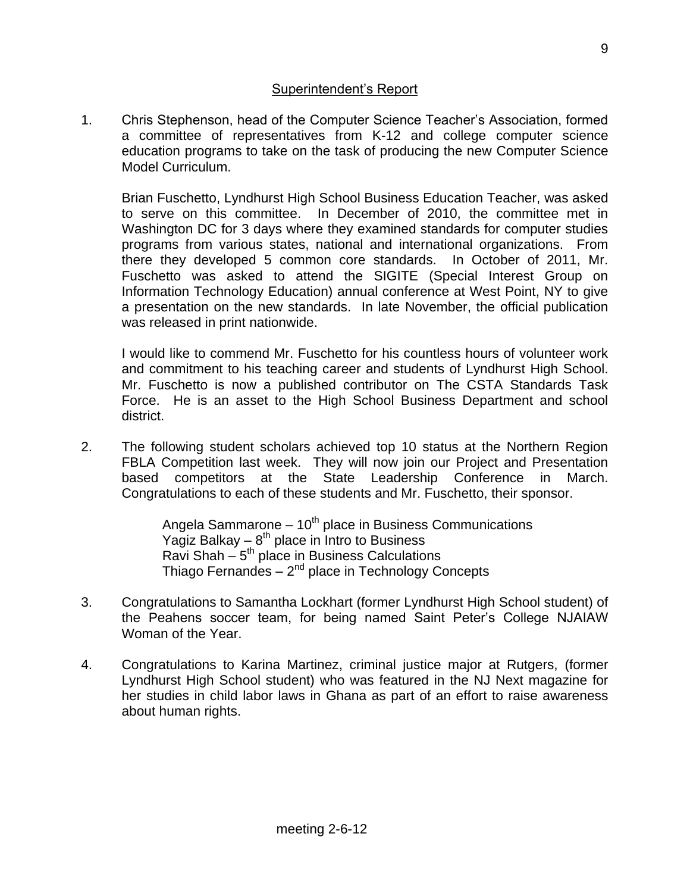## Superintendent's Report

1. Chris Stephenson, head of the Computer Science Teacher's Association, formed a committee of representatives from K-12 and college computer science education programs to take on the task of producing the new Computer Science Model Curriculum.

   Brian Fuschetto, Lyndhurst High School Business Education Teacher, was asked to serve on this committee. In December of 2010, the committee met in Washington DC for 3 days where they examined standards for computer studies programs from various states, national and international organizations. From there they developed 5 common core standards. In October of 2011, Mr. Fuschetto was asked to attend the SIGITE (Special Interest Group on Information Technology Education) annual conference at West Point, NY to give a presentation on the new standards. In late November, the official publication was released in print nationwide.

   I would like to commend Mr. Fuschetto for his countless hours of volunteer work and commitment to his teaching career and students of Lyndhurst High School. Mr. Fuschetto is now a published contributor on The CSTA Standards Task Force. He is an asset to the High School Business Department and school district.

2. The following student scholars achieved top 10 status at the Northern Region FBLA Competition last week. They will now join our Project and Presentation based competitors at the State Leadership Conference in March. Congratulations to each of these students and Mr. Fuschetto, their sponsor.

   Angela Sammarone – 10th place in Business Communications
   Yagiz Balkay – 8th place in Intro to Business
   Ravi Shah – 5th place in Business Calculations
   Thiago Fernandes – 2nd place in Technology Concepts

3. Congratulations to Samantha Lockhart (former Lyndhurst High School student) of the Peahens soccer team, for being named Saint Peter's College NJAIAW Woman of the Year.

4. Congratulations to Karina Martinez, criminal justice major at Rutgers, (former Lyndhurst High School student) who was featured in the NJ Next magazine for her studies in child labor laws in Ghana as part of an effort to raise awareness about human rights.